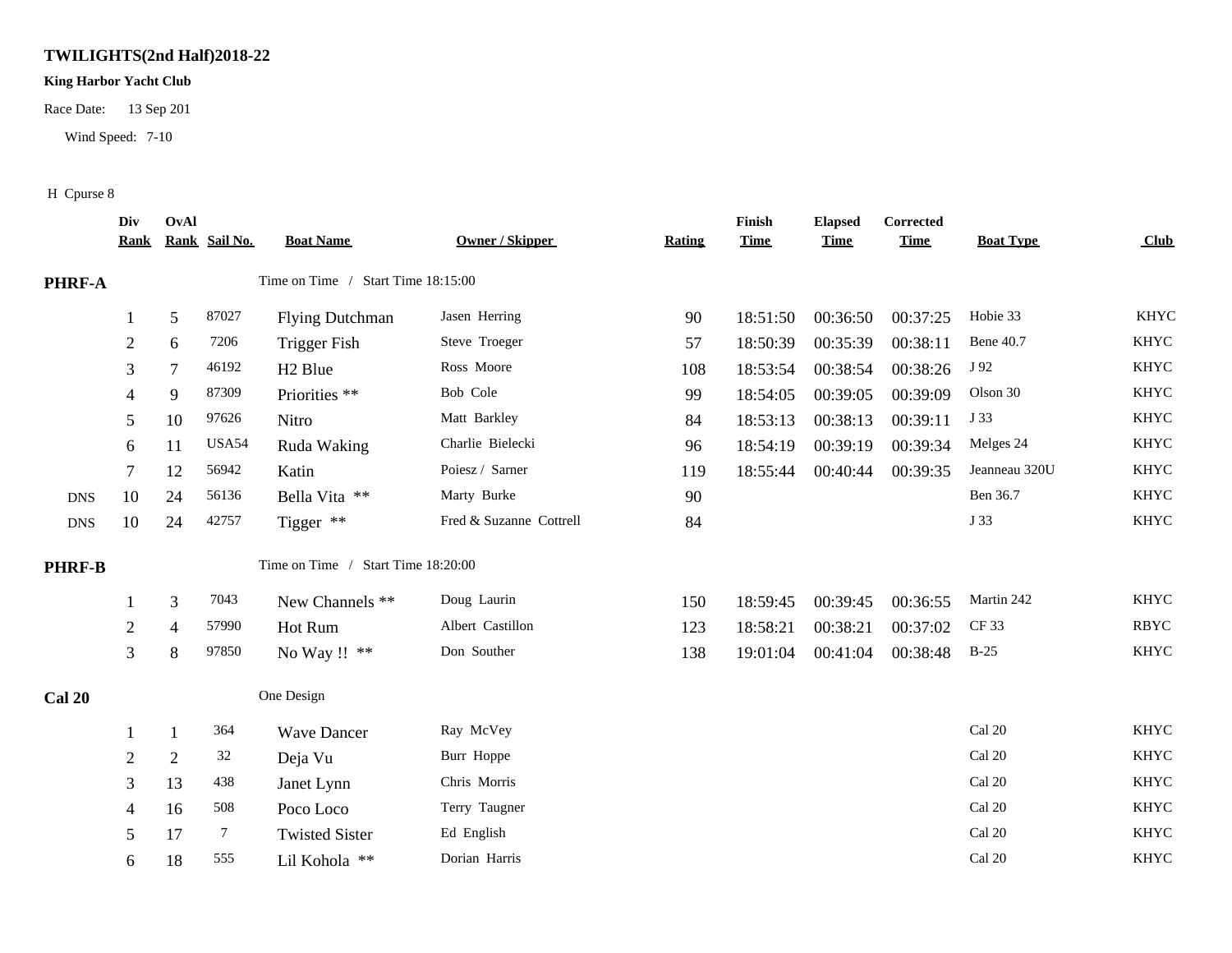# TWILIGHTS(2nd Half)2018-22

**King Harbor Yacht Club**

Race Date: 13 Sep 201

Wind Speed: 7-10

H Cpurse 8

| | Div Rank | OvAl Rank | Sail No. | Boat Name | Owner / Skipper | Rating | Finish Time | Elapsed Time | Corrected Time | Boat Type | Club |
|---|---|---|---|---|---|---|---|---|---|---|---|
| **PHRF-A** | | | | Time on Time / Start Time 18:15:00 | | | | | | | |
| | 1 | 5 | 87027 | Flying Dutchman | Jasen Herring | 90 | 18:51:50 | 00:36:50 | 00:37:25 | Hobie 33 | KHYC |
| | 2 | 6 | 7206 | Trigger Fish | Steve Troeger | 57 | 18:50:39 | 00:35:39 | 00:38:11 | Bene 40.7 | KHYC |
| | 3 | 7 | 46192 | H2 Blue | Ross Moore | 108 | 18:53:54 | 00:38:54 | 00:38:26 | J 92 | KHYC |
| | 4 | 9 | 87309 | Priorities ** | Bob Cole | 99 | 18:54:05 | 00:39:05 | 00:39:09 | Olson 30 | KHYC |
| | 5 | 10 | 97626 | Nitro | Matt Barkley | 84 | 18:53:13 | 00:38:13 | 00:39:11 | J 33 | KHYC |
| | 6 | 11 | USA54 | Ruda Waking | Charlie Bielecki | 96 | 18:54:19 | 00:39:19 | 00:39:34 | Melges 24 | KHYC |
| | 7 | 12 | 56942 | Katin | Poiesz / Sarner | 119 | 18:55:44 | 00:40:44 | 00:39:35 | Jeanneau 320U | KHYC |
| DNS | 10 | 24 | 56136 | Bella Vita ** | Marty Burke | 90 | | | | Ben 36.7 | KHYC |
| DNS | 10 | 24 | 42757 | Tigger ** | Fred & Suzanne Cottrell | 84 | | | | J 33 | KHYC |
| **PHRF-B** | | | | Time on Time / Start Time 18:20:00 | | | | | | | |
| | 1 | 3 | 7043 | New Channels ** | Doug Laurin | 150 | 18:59:45 | 00:39:45 | 00:36:55 | Martin 242 | KHYC |
| | 2 | 4 | 57990 | Hot Rum | Albert Castillon | 123 | 18:58:21 | 00:38:21 | 00:37:02 | CF 33 | RBYC |
| | 3 | 8 | 97850 | No Way !! ** | Don Souther | 138 | 19:01:04 | 00:41:04 | 00:38:48 | B-25 | KHYC |
| **Cal 20** | | | | One Design | | | | | | | |
| | 1 | 1 | 364 | Wave Dancer | Ray McVey | | | | | Cal 20 | KHYC |
| | 2 | 2 | 32 | Deja Vu | Burr Hoppe | | | | | Cal 20 | KHYC |
| | 3 | 13 | 438 | Janet Lynn | Chris Morris | | | | | Cal 20 | KHYC |
| | 4 | 16 | 508 | Poco Loco | Terry Taugner | | | | | Cal 20 | KHYC |
| | 5 | 17 | 7 | Twisted Sister | Ed English | | | | | Cal 20 | KHYC |
| | 6 | 18 | 555 | Lil Kohola ** | Dorian Harris | | | | | Cal 20 | KHYC |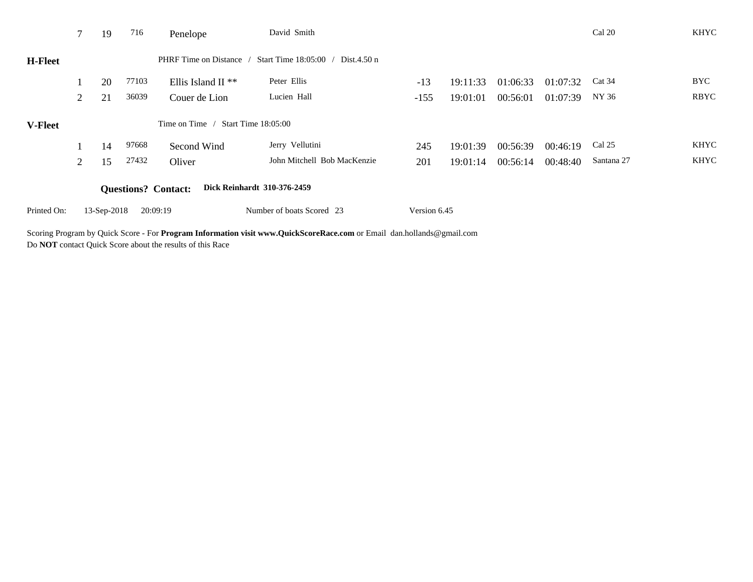| | | | | | | | | | | | |
|---|---|---|---|---|---|---|---|---|---|---|---|
| | 7 | 19 | 716 | Penelope | David Smith | | | | | Cal 20 | KHYC |

**H-Fleet** PHRF Time on Distance / Start Time 18:05:00 / Dist.4.50 n

| | | | | | | | | | | | |
|---|---|---|---|---|---|---|---|---|---|---|---|
| | 1 | 20 | 77103 | Ellis Island II ** | Peter Ellis | -13 | 19:11:33 | 01:06:33 | 01:07:32 | Cat 34 | BYC |
| | 2 | 21 | 36039 | Couer de Lion | Lucien Hall | -155 | 19:01:01 | 00:56:01 | 01:07:39 | NY 36 | RBYC |

**V-Fleet** Time on Time / Start Time 18:05:00

| | | | | | | | | | | | |
|---|---|---|---|---|---|---|---|---|---|---|---|
| | 1 | 14 | 97668 | Second Wind | Jerry Vellutini | 245 | 19:01:39 | 00:56:39 | 00:46:19 | Cal 25 | KHYC |
| | 2 | 15 | 27432 | Oliver | John Mitchell Bob MacKenzie | 201 | 19:01:14 | 00:56:14 | 00:48:40 | Santana 27 | KHYC |

**Questions? Contact:** **Dick Reinhardt 310-376-2459**

Printed On: 13-Sep-2018 20:09:19 Number of boats Scored 23 Version 6.45

Scoring Program by Quick Score - For **Program Information visit www.QuickScoreRace.com** or Email dan.hollands@gmail.com
Do **NOT** contact Quick Score about the results of this Race